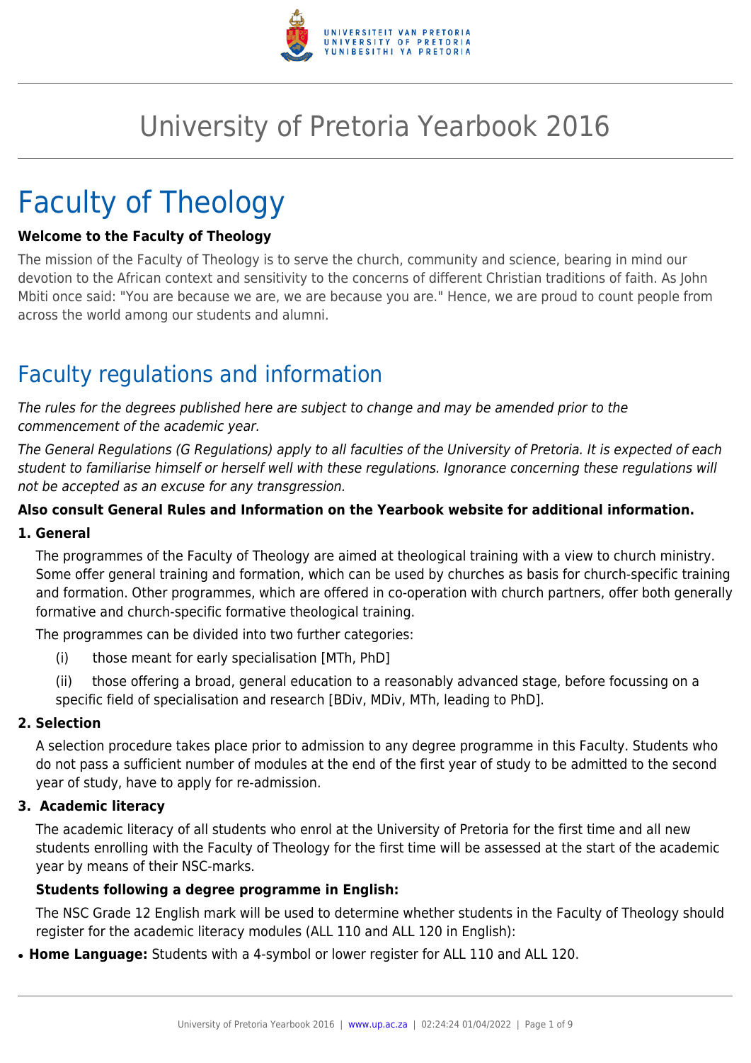# University of Pretoria Yearbook 2016

# Faculty of Theology

**Welcome to the Faculty of Theology**

The mission of the Faculty of Theology is to serve the church, community and science, bearing in mind our devotion to the African context and sensitivity to the concerns of different Christian traditions of faith. As John Mbiti once said: "You are because we are, we are because you are." Hence, we are proud to count people from across the world among our students and alumni.

## Faculty regulations and information

*The rules for the degrees published here are subject to change and may be amended prior to the commencement of the academic year.*

*The General Regulations (G Regulations) apply to all faculties of the University of Pretoria. It is expected of each student to familiarise himself or herself well with these regulations. Ignorance concerning these regulations will not be accepted as an excuse for any transgression.*

**Also consult General Rules and Information on the Yearbook website for additional information.**

**1. General**

The programmes of the Faculty of Theology are aimed at theological training with a view to church ministry. Some offer general training and formation, which can be used by churches as basis for church-specific training and formation. Other programmes, which are offered in co-operation with church partners, offer both generally formative and church-specific formative theological training.

The programmes can be divided into two further categories:

(i) those meant for early specialisation [MTh, PhD]

(ii) those offering a broad, general education to a reasonably advanced stage, before focussing on a specific field of specialisation and research [BDiv, MDiv, MTh, leading to PhD].

**2. Selection**

A selection procedure takes place prior to admission to any degree programme in this Faculty. Students who do not pass a sufficient number of modules at the end of the first year of study to be admitted to the second year of study, have to apply for re-admission.

**3. Academic literacy**

The academic literacy of all students who enrol at the University of Pretoria for the first time and all new students enrolling with the Faculty of Theology for the first time will be assessed at the start of the academic year by means of their NSC-marks.

**Students following a degree programme in English:**

The NSC Grade 12 English mark will be used to determine whether students in the Faculty of Theology should register for the academic literacy modules (ALL 110 and ALL 120 in English):

- **Home Language:** Students with a 4-symbol or lower register for ALL 110 and ALL 120.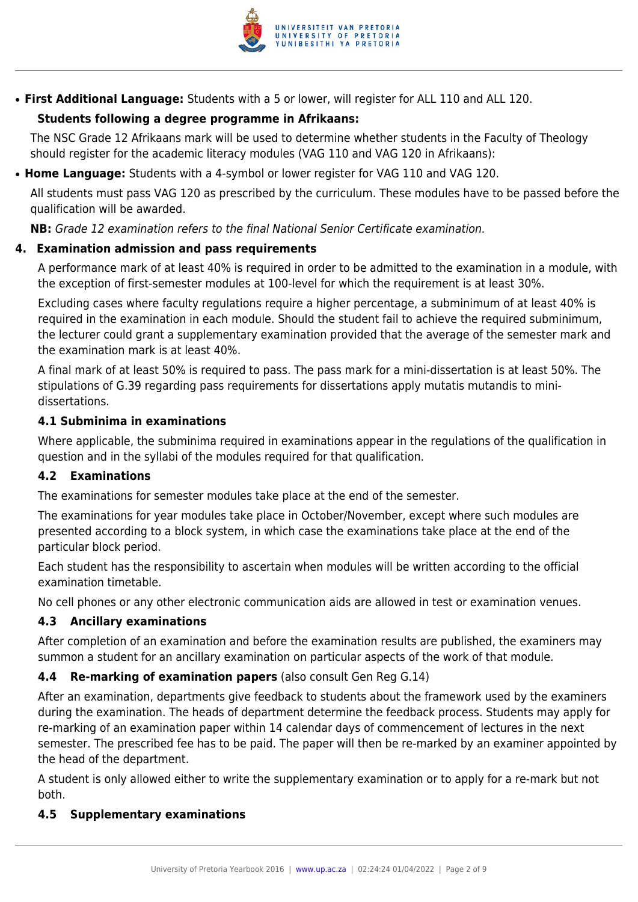- **First Additional Language:** Students with a 5 or lower, will register for ALL 110 and ALL 120.

**Students following a degree programme in Afrikaans:**

The NSC Grade 12 Afrikaans mark will be used to determine whether students in the Faculty of Theology should register for the academic literacy modules (VAG 110 and VAG 120 in Afrikaans):

- **Home Language:** Students with a 4-symbol or lower register for VAG 110 and VAG 120.

All students must pass VAG 120 as prescribed by the curriculum. These modules have to be passed before the qualification will be awarded.

**NB:** *Grade 12 examination refers to the final National Senior Certificate examination.*

### 4. Examination admission and pass requirements

A performance mark of at least 40% is required in order to be admitted to the examination in a module, with the exception of first-semester modules at 100-level for which the requirement is at least 30%.

Excluding cases where faculty regulations require a higher percentage, a subminimum of at least 40% is required in the examination in each module. Should the student fail to achieve the required subminimum, the lecturer could grant a supplementary examination provided that the average of the semester mark and the examination mark is at least 40%.

A final mark of at least 50% is required to pass. The pass mark for a mini-dissertation is at least 50%. The stipulations of G.39 regarding pass requirements for dissertations apply mutatis mutandis to mini-dissertations.

#### 4.1 Subminima in examinations

Where applicable, the subminima required in examinations appear in the regulations of the qualification in question and in the syllabi of the modules required for that qualification.

#### 4.2 Examinations

The examinations for semester modules take place at the end of the semester.

The examinations for year modules take place in October/November, except where such modules are presented according to a block system, in which case the examinations take place at the end of the particular block period.

Each student has the responsibility to ascertain when modules will be written according to the official examination timetable.

No cell phones or any other electronic communication aids are allowed in test or examination venues.

#### 4.3 Ancillary examinations

After completion of an examination and before the examination results are published, the examiners may summon a student for an ancillary examination on particular aspects of the work of that module.

#### 4.4 Re-marking of examination papers (also consult Gen Reg G.14)

After an examination, departments give feedback to students about the framework used by the examiners during the examination. The heads of department determine the feedback process. Students may apply for re-marking of an examination paper within 14 calendar days of commencement of lectures in the next semester. The prescribed fee has to be paid. The paper will then be re-marked by an examiner appointed by the head of the department.

A student is only allowed either to write the supplementary examination or to apply for a re-mark but not both.

#### 4.5 Supplementary examinations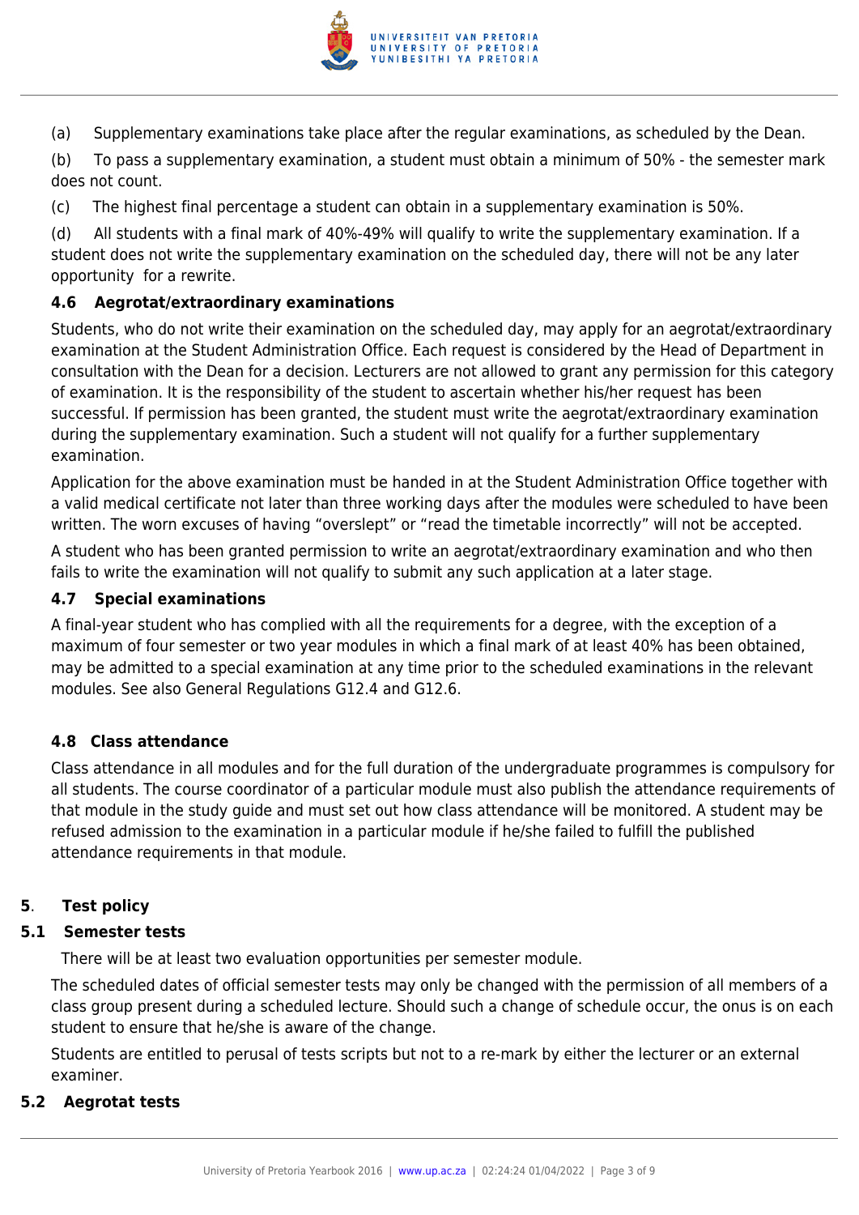(a) Supplementary examinations take place after the regular examinations, as scheduled by the Dean.

(b) To pass a supplementary examination, a student must obtain a minimum of 50% - the semester mark does not count.

(c) The highest final percentage a student can obtain in a supplementary examination is 50%.

(d) All students with a final mark of 40%-49% will qualify to write the supplementary examination. If a student does not write the supplementary examination on the scheduled day, there will not be any later opportunity for a rewrite.

#### 4.6 Aegrotat/extraordinary examinations

Students, who do not write their examination on the scheduled day, may apply for an aegrotat/extraordinary examination at the Student Administration Office. Each request is considered by the Head of Department in consultation with the Dean for a decision. Lecturers are not allowed to grant any permission for this category of examination. It is the responsibility of the student to ascertain whether his/her request has been successful. If permission has been granted, the student must write the aegrotat/extraordinary examination during the supplementary examination. Such a student will not qualify for a further supplementary examination.

Application for the above examination must be handed in at the Student Administration Office together with a valid medical certificate not later than three working days after the modules were scheduled to have been written. The worn excuses of having "overslept" or "read the timetable incorrectly" will not be accepted.

A student who has been granted permission to write an aegrotat/extraordinary examination and who then fails to write the examination will not qualify to submit any such application at a later stage.

#### 4.7 Special examinations

A final-year student who has complied with all the requirements for a degree, with the exception of a maximum of four semester or two year modules in which a final mark of at least 40% has been obtained, may be admitted to a special examination at any time prior to the scheduled examinations in the relevant modules. See also General Regulations G12.4 and G12.6.

#### 4.8 Class attendance

Class attendance in all modules and for the full duration of the undergraduate programmes is compulsory for all students. The course coordinator of a particular module must also publish the attendance requirements of that module in the study guide and must set out how class attendance will be monitored. A student may be refused admission to the examination in a particular module if he/she failed to fulfill the published attendance requirements in that module.

### 5. Test policy

#### 5.1 Semester tests

There will be at least two evaluation opportunities per semester module.

The scheduled dates of official semester tests may only be changed with the permission of all members of a class group present during a scheduled lecture. Should such a change of schedule occur, the onus is on each student to ensure that he/she is aware of the change.

Students are entitled to perusal of tests scripts but not to a re-mark by either the lecturer or an external examiner.

#### 5.2 Aegrotat tests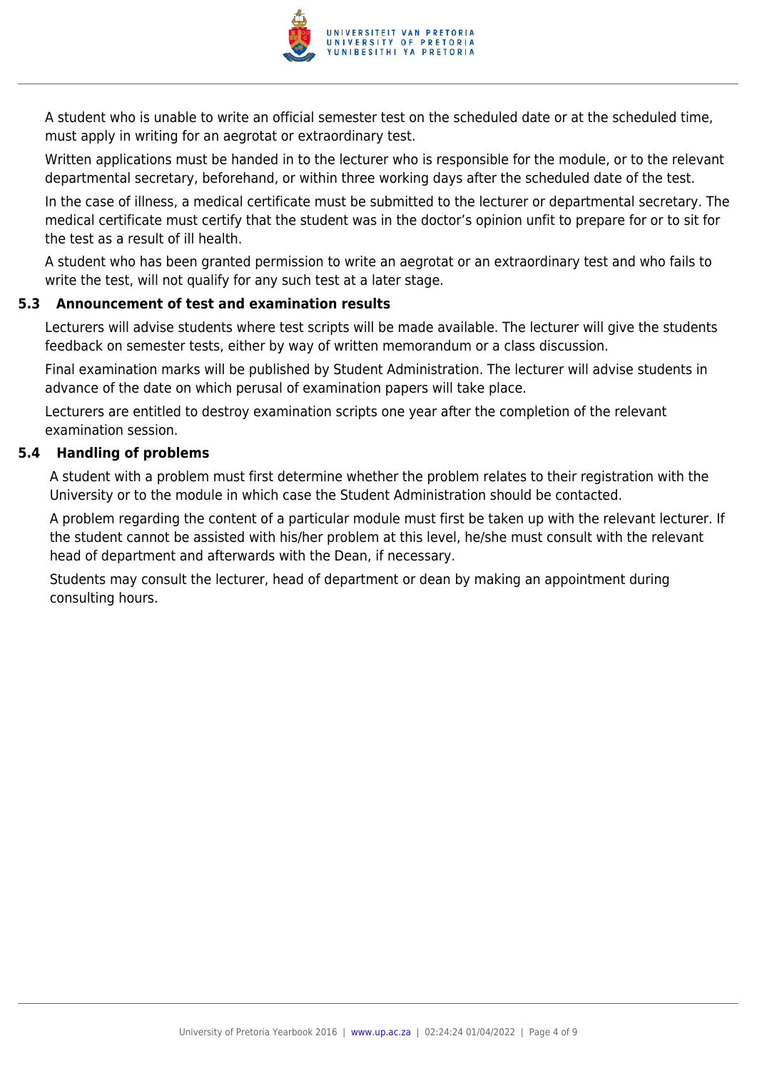A student who is unable to write an official semester test on the scheduled date or at the scheduled time, must apply in writing for an aegrotat or extraordinary test.

Written applications must be handed in to the lecturer who is responsible for the module, or to the relevant departmental secretary, beforehand, or within three working days after the scheduled date of the test.

In the case of illness, a medical certificate must be submitted to the lecturer or departmental secretary. The medical certificate must certify that the student was in the doctor's opinion unfit to prepare for or to sit for the test as a result of ill health.

A student who has been granted permission to write an aegrotat or an extraordinary test and who fails to write the test, will not qualify for any such test at a later stage.

### 5.3 Announcement of test and examination results

Lecturers will advise students where test scripts will be made available. The lecturer will give the students feedback on semester tests, either by way of written memorandum or a class discussion.

Final examination marks will be published by Student Administration. The lecturer will advise students in advance of the date on which perusal of examination papers will take place.

Lecturers are entitled to destroy examination scripts one year after the completion of the relevant examination session.

### 5.4 Handling of problems

A student with a problem must first determine whether the problem relates to their registration with the University or to the module in which case the Student Administration should be contacted.

A problem regarding the content of a particular module must first be taken up with the relevant lecturer. If the student cannot be assisted with his/her problem at this level, he/she must consult with the relevant head of department and afterwards with the Dean, if necessary.

Students may consult the lecturer, head of department or dean by making an appointment during consulting hours.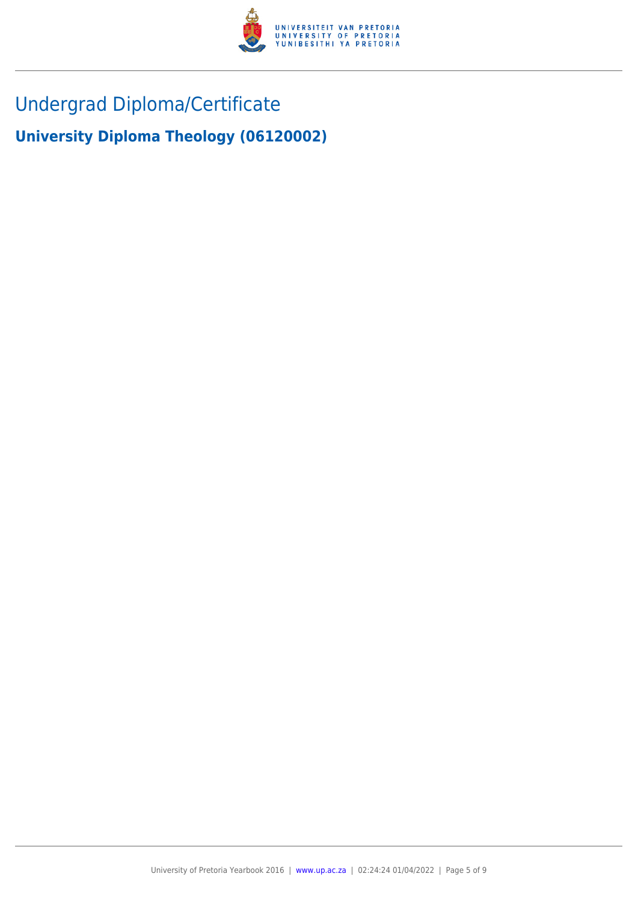# Undergrad Diploma/Certificate

## University Diploma Theology (06120002)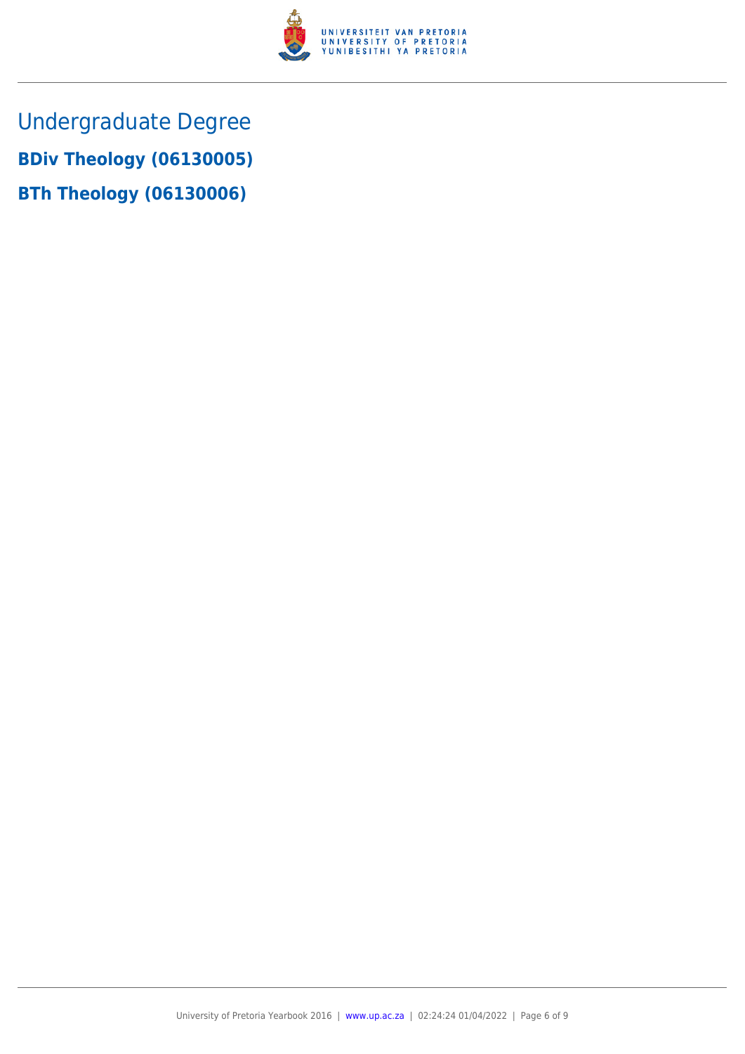# Undergraduate Degree

## BDiv Theology (06130005)

## BTh Theology (06130006)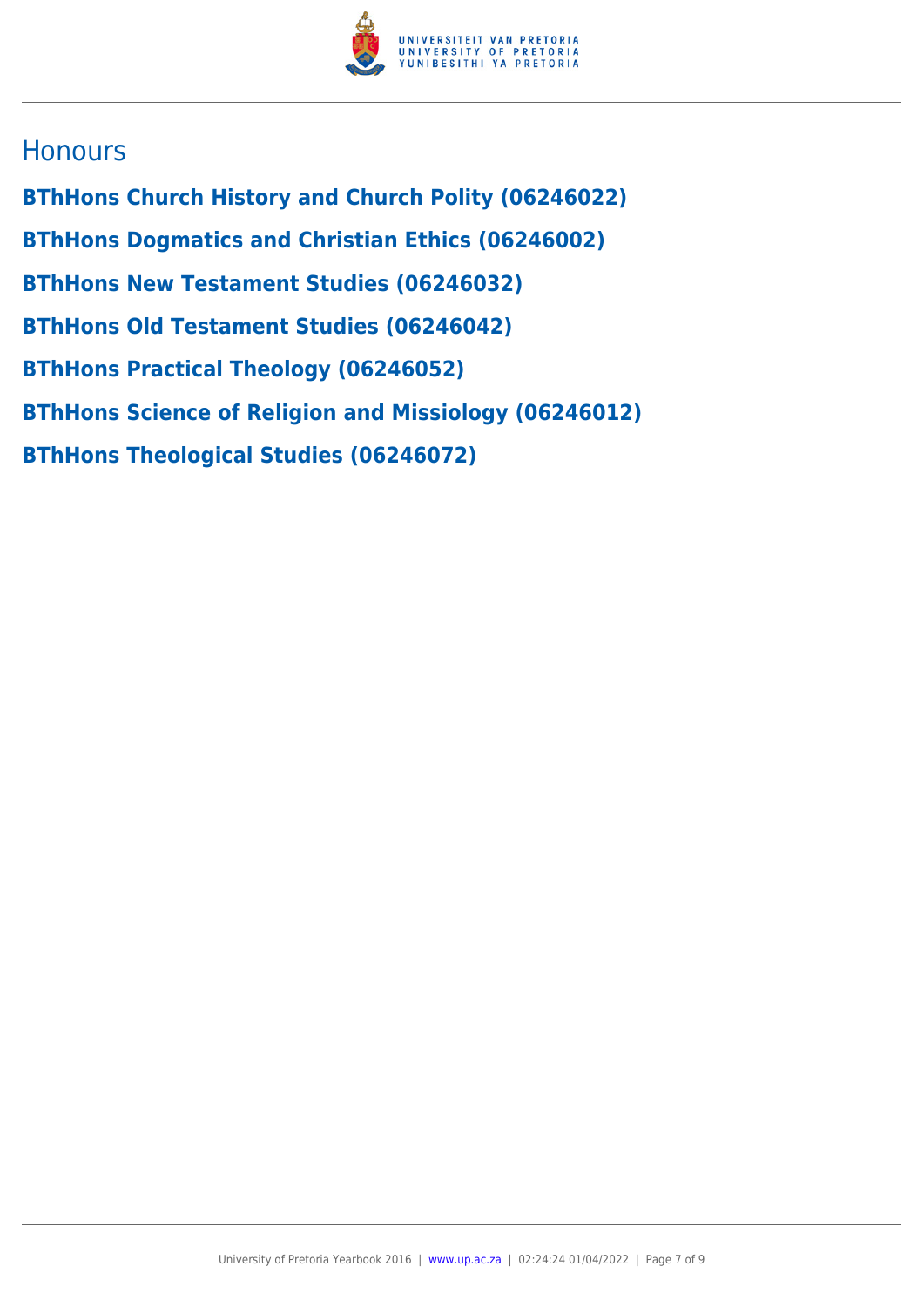## Honours

**BThHons Church History and Church Polity (06246022)**

**BThHons Dogmatics and Christian Ethics (06246002)**

**BThHons New Testament Studies (06246032)**

**BThHons Old Testament Studies (06246042)**

**BThHons Practical Theology (06246052)**

**BThHons Science of Religion and Missiology (06246012)**

**BThHons Theological Studies (06246072)**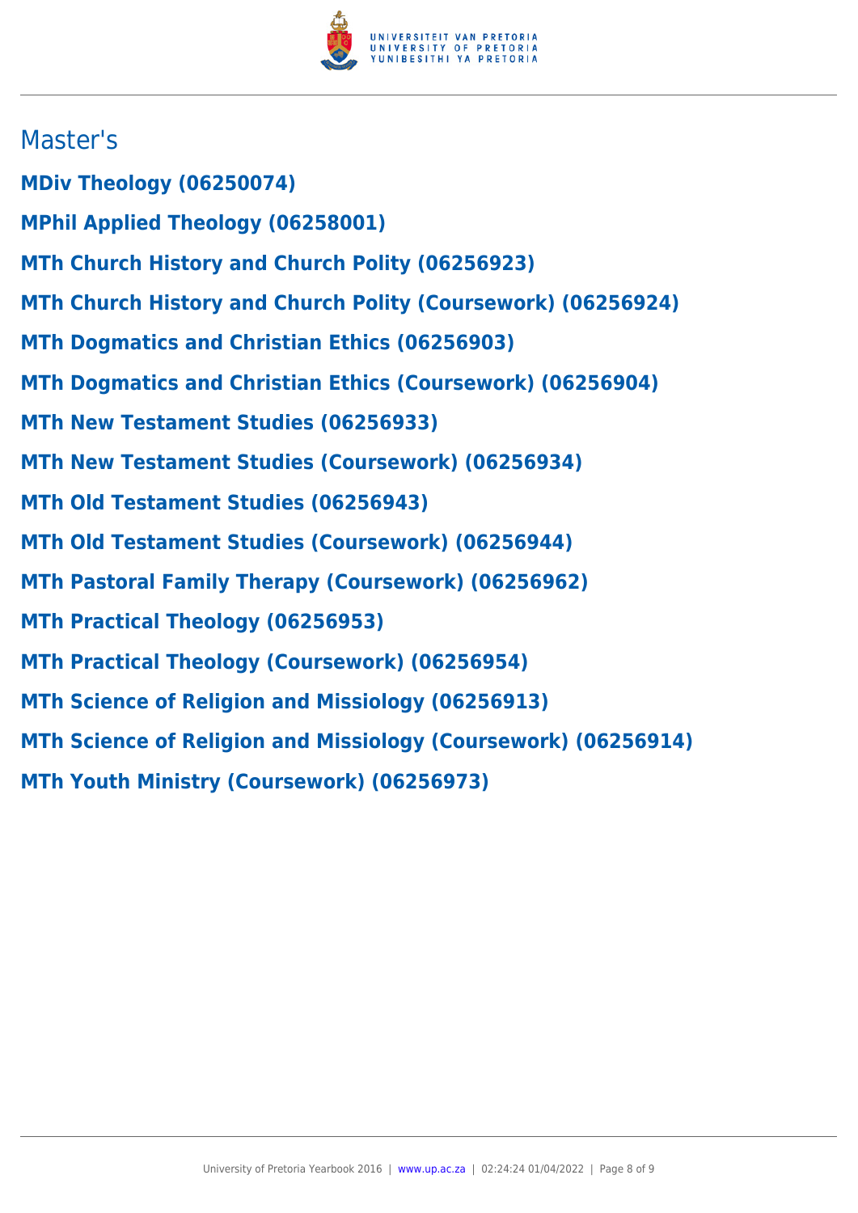## Master's

**MDiv Theology (06250074)**

**MPhil Applied Theology (06258001)**

**MTh Church History and Church Polity (06256923)**

**MTh Church History and Church Polity (Coursework) (06256924)**

**MTh Dogmatics and Christian Ethics (06256903)**

**MTh Dogmatics and Christian Ethics (Coursework) (06256904)**

**MTh New Testament Studies (06256933)**

**MTh New Testament Studies (Coursework) (06256934)**

**MTh Old Testament Studies (06256943)**

**MTh Old Testament Studies (Coursework) (06256944)**

**MTh Pastoral Family Therapy (Coursework) (06256962)**

**MTh Practical Theology (06256953)**

**MTh Practical Theology (Coursework) (06256954)**

**MTh Science of Religion and Missiology (06256913)**

**MTh Science of Religion and Missiology (Coursework) (06256914)**

**MTh Youth Ministry (Coursework) (06256973)**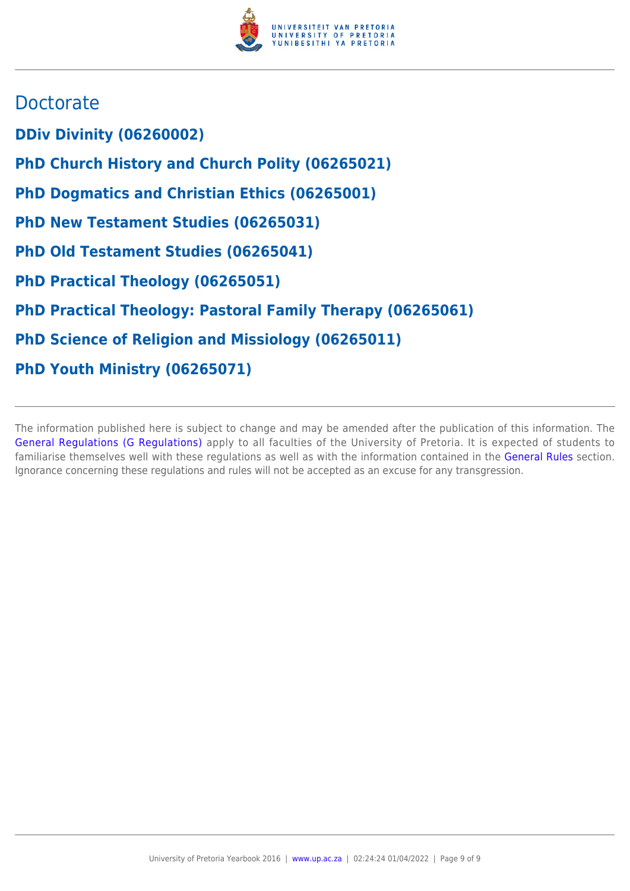## Doctorate

### DDiv Divinity (06260002)

### PhD Church History and Church Polity (06265021)

### PhD Dogmatics and Christian Ethics (06265001)

### PhD New Testament Studies (06265031)

### PhD Old Testament Studies (06265041)

### PhD Practical Theology (06265051)

### PhD Practical Theology: Pastoral Family Therapy (06265061)

### PhD Science of Religion and Missiology (06265011)

### PhD Youth Ministry (06265071)

---

The information published here is subject to change and may be amended after the publication of this information. The General Regulations (G Regulations) apply to all faculties of the University of Pretoria. It is expected of students to familiarise themselves well with these regulations as well as with the information contained in the General Rules section. Ignorance concerning these regulations and rules will not be accepted as an excuse for any transgression.